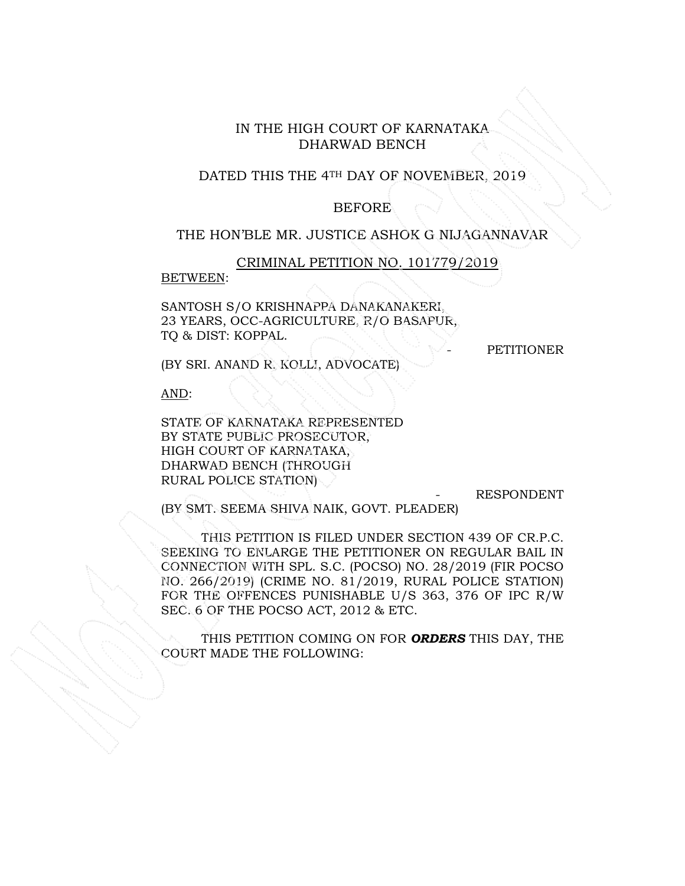IN THE HIGH COURT OF KARNATAKA
DHARWAD BENCH

DATED THIS THE 4TH DAY OF NOVEMBER, 2019

BEFORE

THE HON'BLE MR. JUSTICE ASHOK G NIJAGANNAVAR

CRIMINAL PETITION NO. 101779/2019

BETWEEN:

SANTOSH S/O KRISHNAPPA DANAKANAKERI,
23 YEARS, OCC-AGRICULTURE, R/O BASAPUR,
TQ & DIST: KOPPAL.

\- PETITIONER

(BY SRI. ANAND R. KOLLI, ADVOCATE)

AND:

STATE OF KARNATAKA REPRESENTED
BY STATE PUBLIC PROSECUTOR,
HIGH COURT OF KARNATAKA,
DHARWAD BENCH (THROUGH
RURAL POLICE STATION)

\- RESPONDENT

(BY SMT. SEEMA SHIVA NAIK, GOVT. PLEADER)

THIS PETITION IS FILED UNDER SECTION 439 OF CR.P.C. SEEKING TO ENLARGE THE PETITIONER ON REGULAR BAIL IN CONNECTION WITH SPL. S.C. (POCSO) NO. 28/2019 (FIR POCSO NO. 266/2019) (CRIME NO. 81/2019, RURAL POLICE STATION) FOR THE OFFENCES PUNISHABLE U/S 363, 376 OF IPC R/W SEC. 6 OF THE POCSO ACT, 2012 & ETC.

THIS PETITION COMING ON FOR ***ORDERS*** THIS DAY, THE COURT MADE THE FOLLOWING: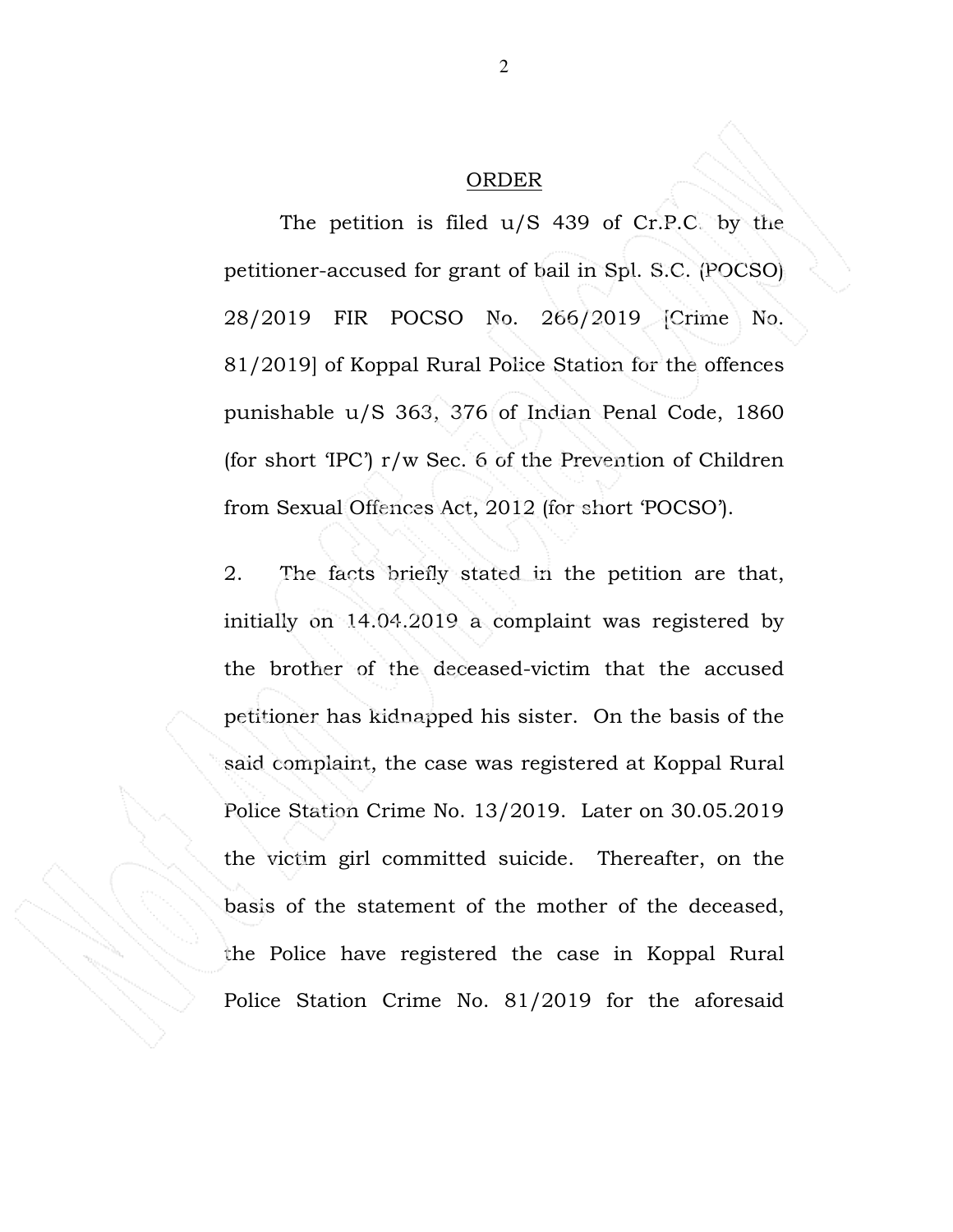## ORDER

The petition is filed u/S 439 of Cr.P.C. by the petitioner-accused for grant of bail in Spl. S.C. (POCSO) 28/2019 FIR POCSO No. 266/2019 [Crime No. 81/2019] of Koppal Rural Police Station for the offences punishable u/S 363, 376 of Indian Penal Code, 1860 (for short 'IPC') r/w Sec. 6 of the Prevention of Children from Sexual Offences Act, 2012 (for short 'POCSO').

2. The facts briefly stated in the petition are that, initially on 14.04.2019 a complaint was registered by the brother of the deceased-victim that the accused petitioner has kidnapped his sister. On the basis of the said complaint, the case was registered at Koppal Rural Police Station Crime No. 13/2019. Later on 30.05.2019 the victim girl committed suicide. Thereafter, on the basis of the statement of the mother of the deceased, the Police have registered the case in Koppal Rural Police Station Crime No. 81/2019 for the aforesaid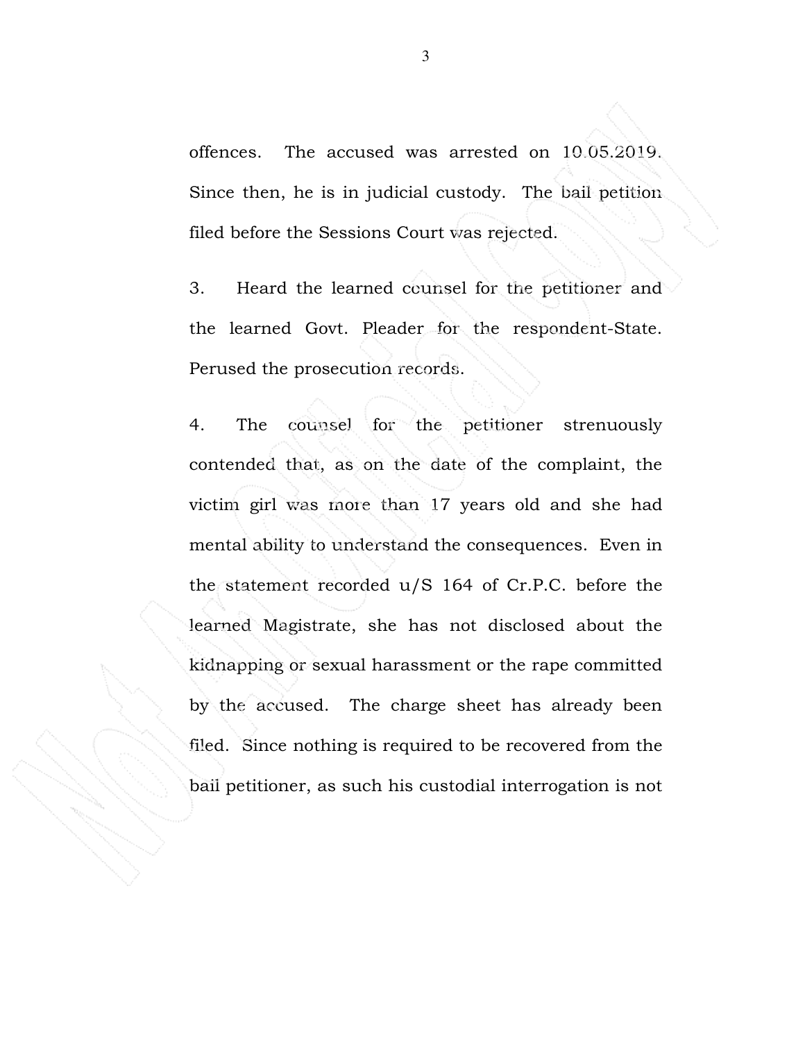offences. The accused was arrested on 10.05.2019. Since then, he is in judicial custody. The bail petition filed before the Sessions Court was rejected.

3. Heard the learned counsel for the petitioner and the learned Govt. Pleader for the respondent-State. Perused the prosecution records.

4. The counsel for the petitioner strenuously contended that, as on the date of the complaint, the victim girl was more than 17 years old and she had mental ability to understand the consequences. Even in the statement recorded u/S 164 of Cr.P.C. before the learned Magistrate, she has not disclosed about the kidnapping or sexual harassment or the rape committed by the accused. The charge sheet has already been filed. Since nothing is required to be recovered from the bail petitioner, as such his custodial interrogation is not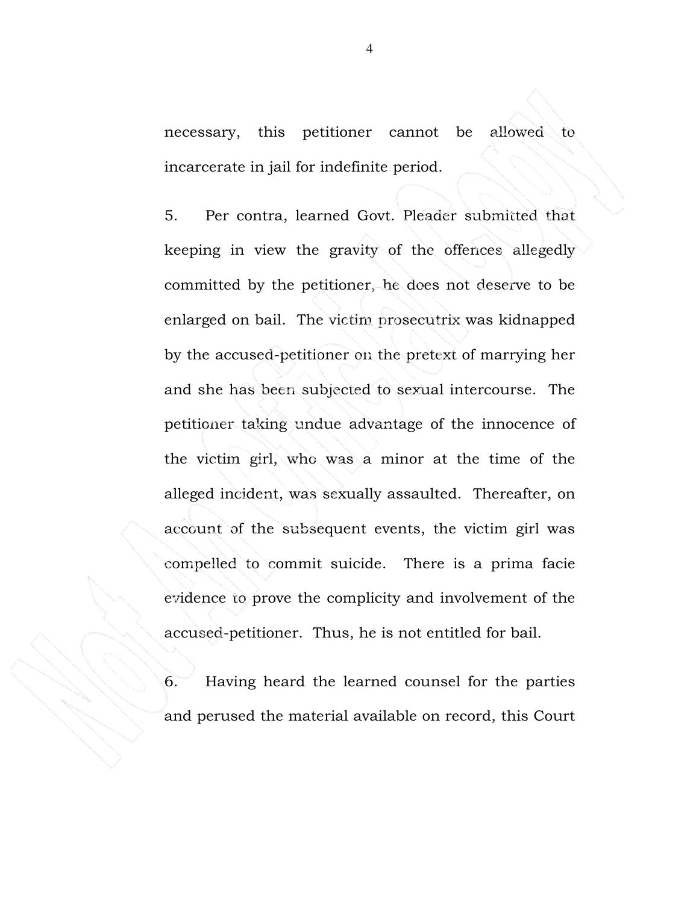necessary, this petitioner cannot be allowed to incarcerate in jail for indefinite period.

5. Per contra, learned Govt. Pleader submitted that keeping in view the gravity of the offences allegedly committed by the petitioner, he does not deserve to be enlarged on bail. The victim prosecutrix was kidnapped by the accused-petitioner on the pretext of marrying her and she has been subjected to sexual intercourse. The petitioner taking undue advantage of the innocence of the victim girl, who was a minor at the time of the alleged incident, was sexually assaulted. Thereafter, on account of the subsequent events, the victim girl was compelled to commit suicide. There is a prima facie evidence to prove the complicity and involvement of the accused-petitioner. Thus, he is not entitled for bail.

6. Having heard the learned counsel for the parties and perused the material available on record, this Court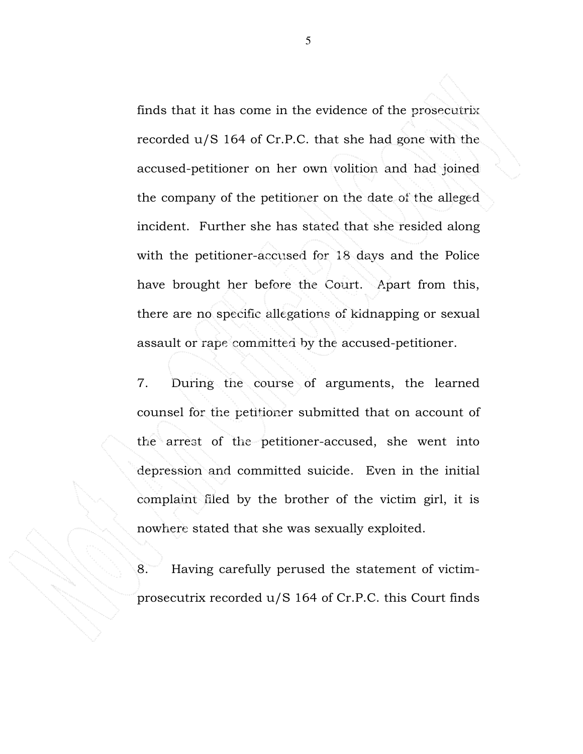finds that it has come in the evidence of the prosecutrix recorded u/S 164 of Cr.P.C. that she had gone with the accused-petitioner on her own volition and had joined the company of the petitioner on the date of the alleged incident. Further she has stated that she resided along with the petitioner-accused for 18 days and the Police have brought her before the Court. Apart from this, there are no specific allegations of kidnapping or sexual assault or rape committed by the accused-petitioner.

7. During the course of arguments, the learned counsel for the petitioner submitted that on account of the arrest of the petitioner-accused, she went into depression and committed suicide. Even in the initial complaint filed by the brother of the victim girl, it is nowhere stated that she was sexually exploited.

8. Having carefully perused the statement of victim-prosecutrix recorded u/S 164 of Cr.P.C. this Court finds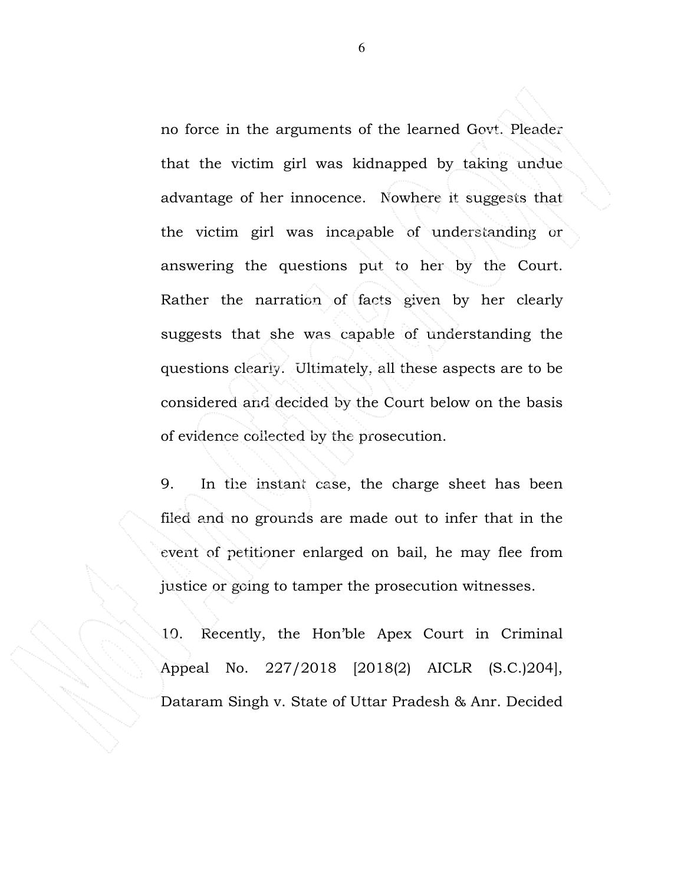no force in the arguments of the learned Govt. Pleader that the victim girl was kidnapped by taking undue advantage of her innocence. Nowhere it suggests that the victim girl was incapable of understanding or answering the questions put to her by the Court. Rather the narration of facts given by her clearly suggests that she was capable of understanding the questions clearly. Ultimately, all these aspects are to be considered and decided by the Court below on the basis of evidence collected by the prosecution.

9. In the instant case, the charge sheet has been filed and no grounds are made out to infer that in the event of petitioner enlarged on bail, he may flee from justice or going to tamper the prosecution witnesses.

10. Recently, the Hon'ble Apex Court in Criminal Appeal No. 227/2018 [2018(2) AICLR (S.C.)204], Dataram Singh v. State of Uttar Pradesh & Anr. Decided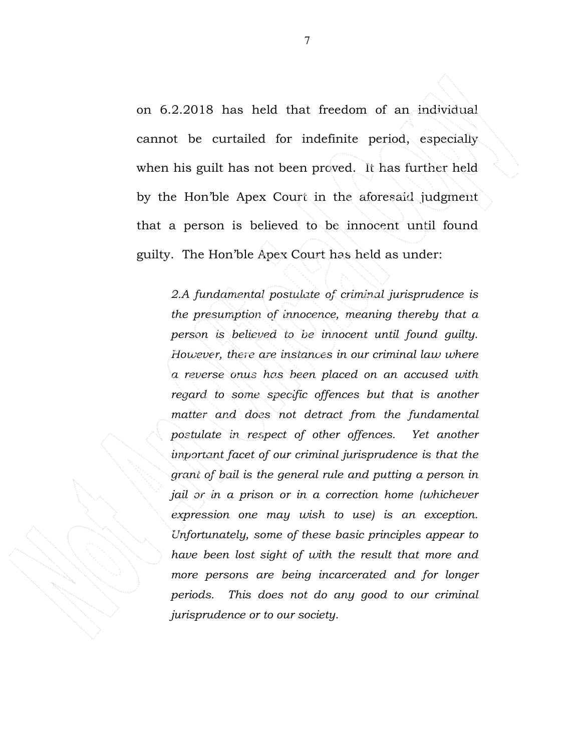on 6.2.2018 has held that freedom of an individual cannot be curtailed for indefinite period, especially when his guilt has not been proved. It has further held by the Hon'ble Apex Court in the aforesaid judgment that a person is believed to be innocent until found guilty. The Hon'ble Apex Court has held as under:

> *2.A fundamental postulate of criminal jurisprudence is the presumption of innocence, meaning thereby that a person is believed to be innocent until found guilty. However, there are instances in our criminal law where a reverse onus has been placed on an accused with regard to some specific offences but that is another matter and does not detract from the fundamental postulate in respect of other offences. Yet another important facet of our criminal jurisprudence is that the grant of bail is the general rule and putting a person in jail or in a prison or in a correction home (whichever expression one may wish to use) is an exception. Unfortunately, some of these basic principles appear to have been lost sight of with the result that more and more persons are being incarcerated and for longer periods. This does not do any good to our criminal jurisprudence or to our society.*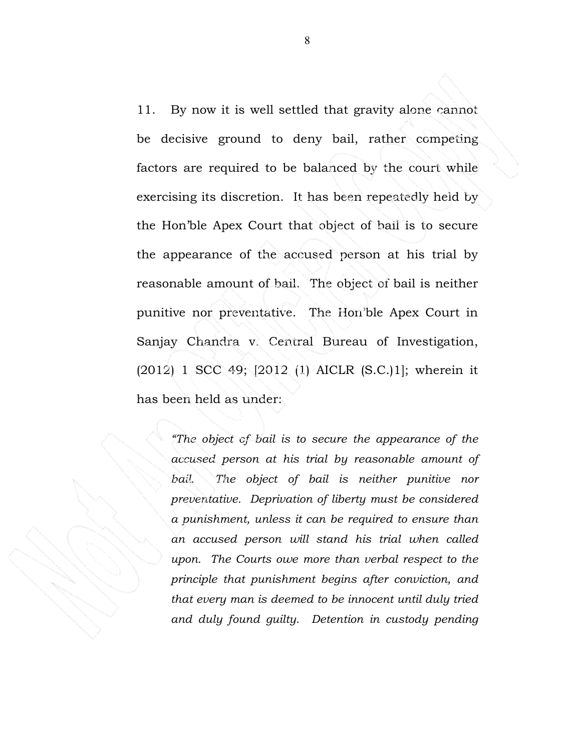11. By now it is well settled that gravity alone cannot be decisive ground to deny bail, rather competing factors are required to be balanced by the court while exercising its discretion. It has been repeatedly held by the Hon'ble Apex Court that object of bail is to secure the appearance of the accused person at his trial by reasonable amount of bail. The object of bail is neither punitive nor preventative. The Hon'ble Apex Court in Sanjay Chandra v. Central Bureau of Investigation, (2012) 1 SCC 49; [2012 (1) AICLR (S.C.)1]; wherein it has been held as under:

> *"The object of bail is to secure the appearance of the accused person at his trial by reasonable amount of bail. The object of bail is neither punitive nor preventative. Deprivation of liberty must be considered a punishment, unless it can be required to ensure than an accused person will stand his trial when called upon. The Courts owe more than verbal respect to the principle that punishment begins after conviction, and that every man is deemed to be innocent until duly tried and duly found guilty. Detention in custody pending*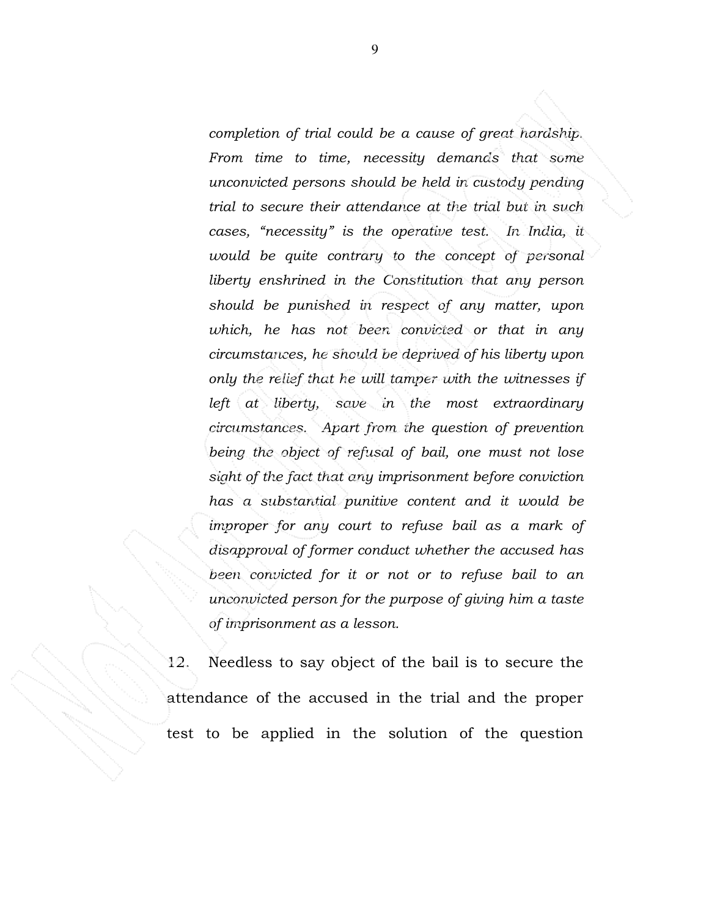*completion of trial could be a cause of great hardship. From time to time, necessity demands that some unconvicted persons should be held in custody pending trial to secure their attendance at the trial but in such cases, "necessity" is the operative test. In India, it would be quite contrary to the concept of personal liberty enshrined in the Constitution that any person should be punished in respect of any matter, upon which, he has not been convicted or that in any circumstances, he should be deprived of his liberty upon only the relief that he will tamper with the witnesses if left at liberty, save in the most extraordinary circumstances. Apart from the question of prevention being the object of refusal of bail, one must not lose sight of the fact that any imprisonment before conviction has a substantial punitive content and it would be improper for any court to refuse bail as a mark of disapproval of former conduct whether the accused has been convicted for it or not or to refuse bail to an unconvicted person for the purpose of giving him a taste of imprisonment as a lesson.*

12. Needless to say object of the bail is to secure the attendance of the accused in the trial and the proper test to be applied in the solution of the question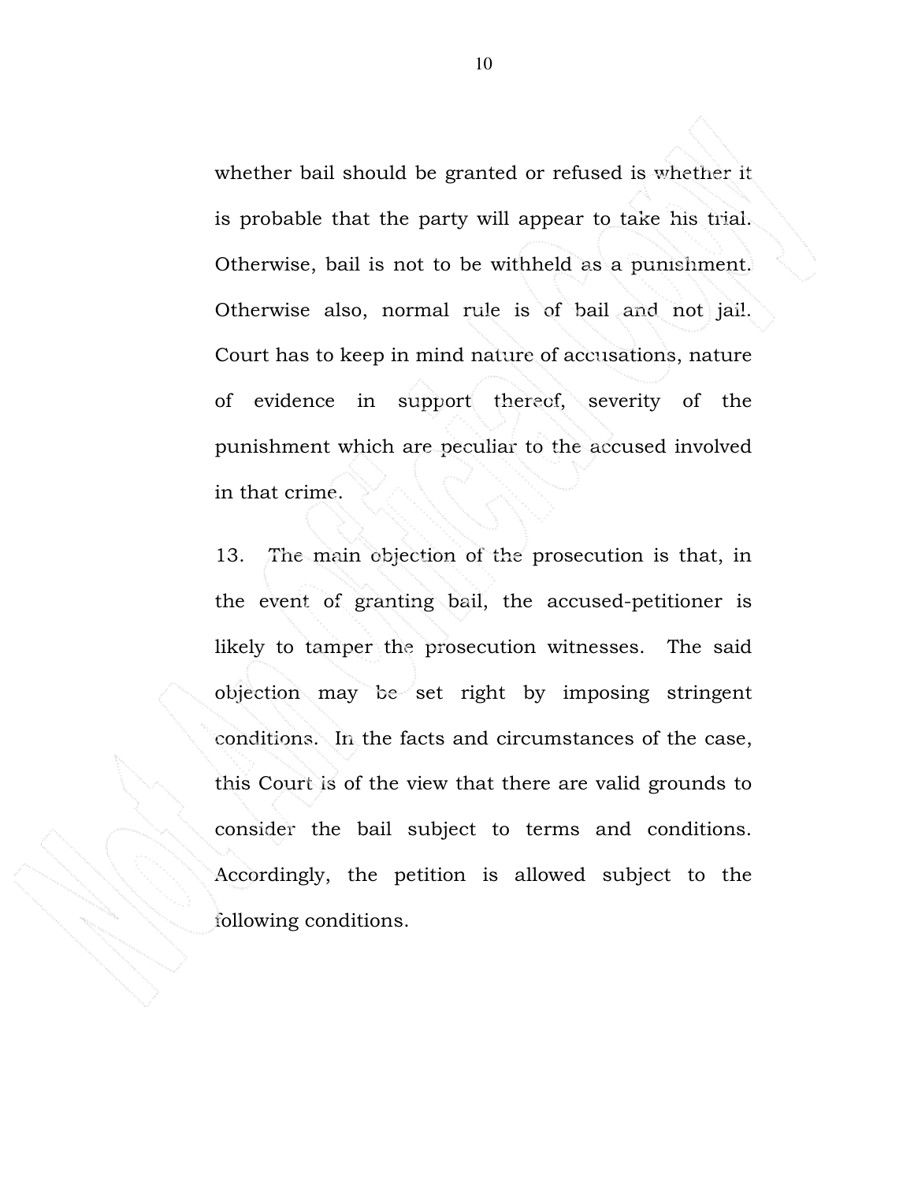whether bail should be granted or refused is whether it is probable that the party will appear to take his trial. Otherwise, bail is not to be withheld as a punishment. Otherwise also, normal rule is of bail and not jail. Court has to keep in mind nature of accusations, nature of evidence in support thereof, severity of the punishment which are peculiar to the accused involved in that crime.

13. The main objection of the prosecution is that, in the event of granting bail, the accused-petitioner is likely to tamper the prosecution witnesses. The said objection may be set right by imposing stringent conditions. In the facts and circumstances of the case, this Court is of the view that there are valid grounds to consider the bail subject to terms and conditions. Accordingly, the petition is allowed subject to the following conditions.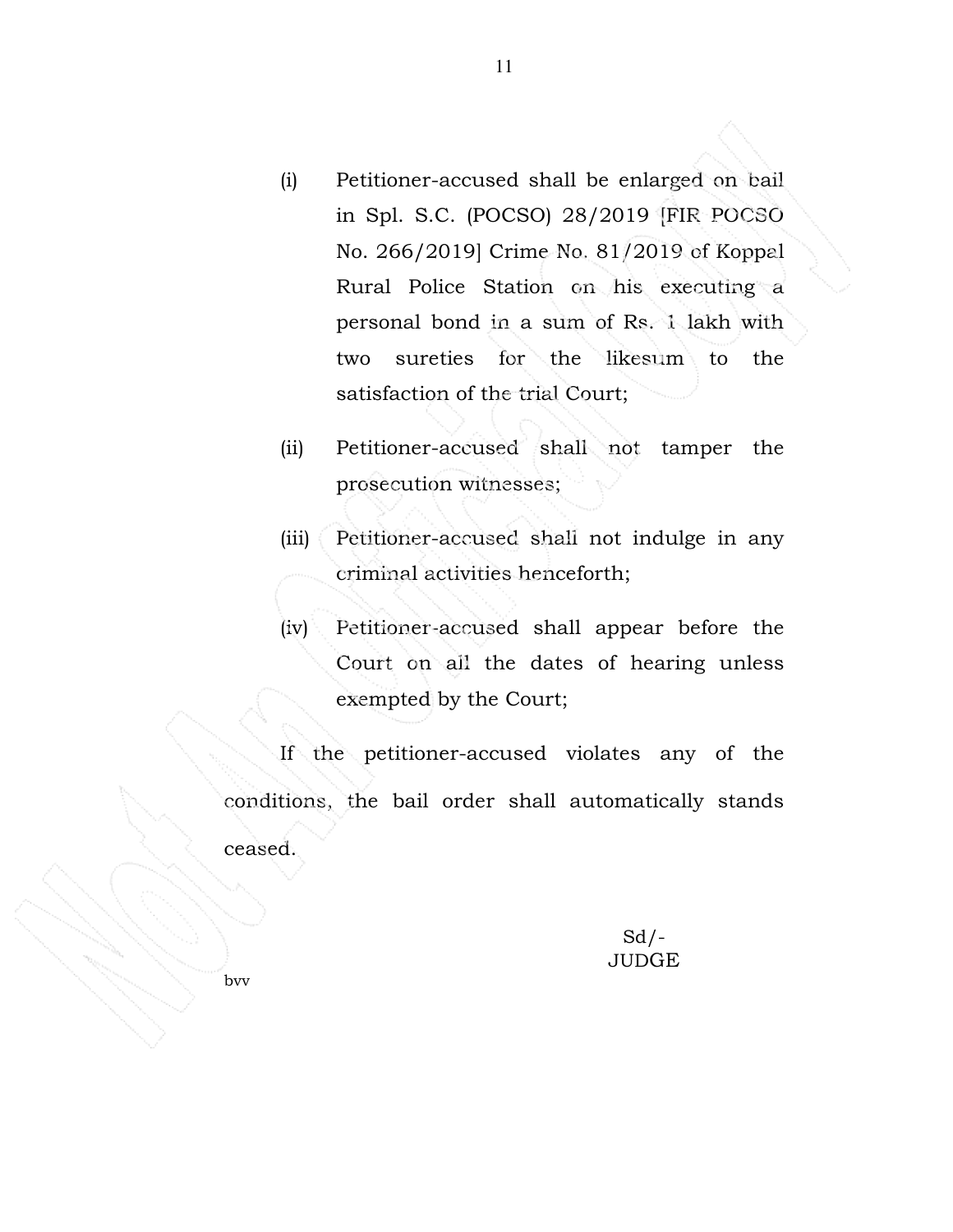(i) Petitioner-accused shall be enlarged on bail in Spl. S.C. (POCSO) 28/2019 [FIR POCSO No. 266/2019] Crime No. 81/2019 of Koppal Rural Police Station on his executing a personal bond in a sum of Rs. 1 lakh with two sureties for the likesum to the satisfaction of the trial Court;

(ii) Petitioner-accused shall not tamper the prosecution witnesses;

(iii) Petitioner-accused shall not indulge in any criminal activities henceforth;

(iv) Petitioner-accused shall appear before the Court on all the dates of hearing unless exempted by the Court;

If the petitioner-accused violates any of the conditions, the bail order shall automatically stands ceased.

Sd/-
JUDGE

bvv